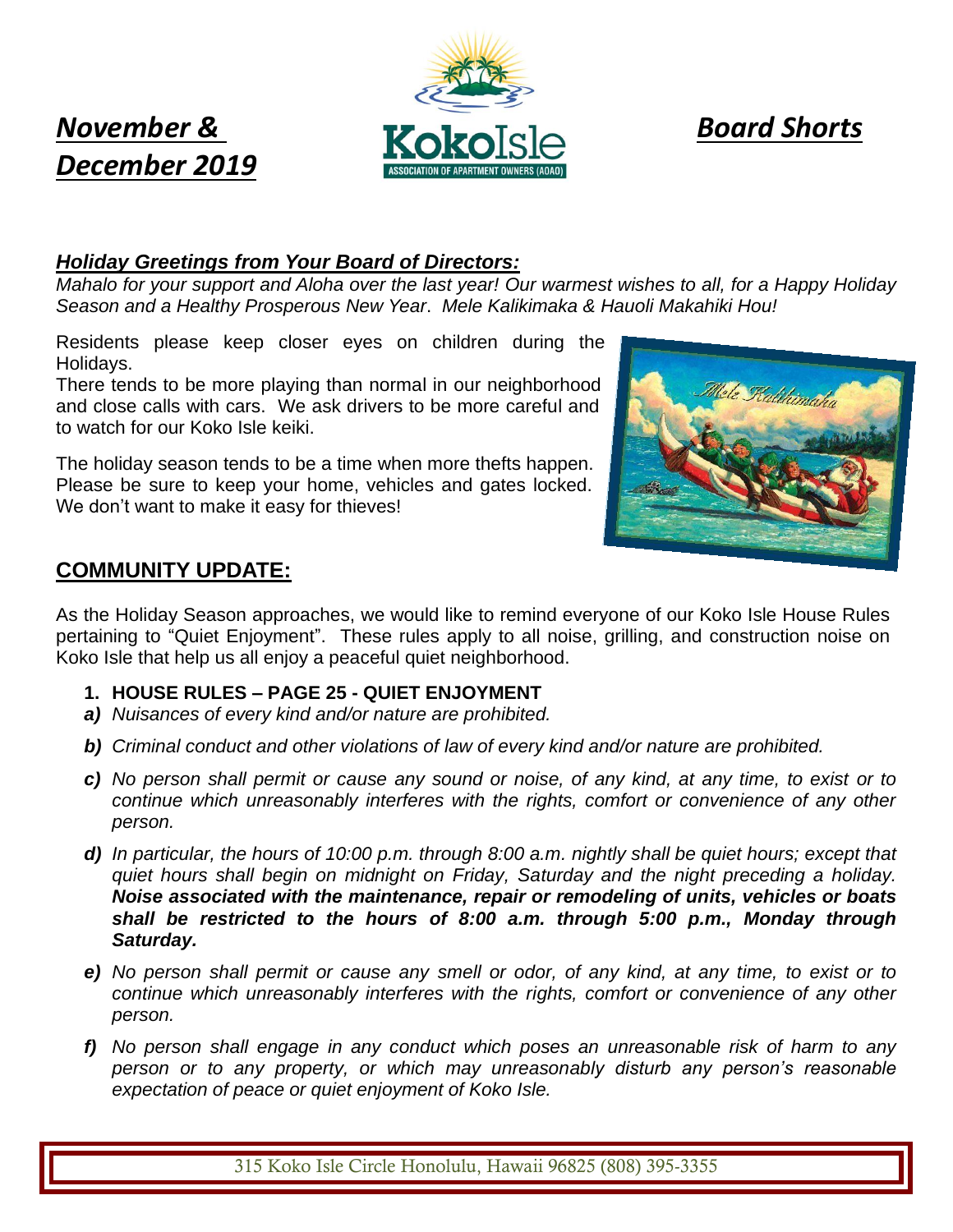# *November & December 2019*

# *Board Shorts*

**KokoIsle**
ASSOCIATION OF APARTMENT OWNERS (AOAO)

### ***Holiday Greetings from Your Board of Directors:***

*Mahalo for your support and Aloha over the last year! Our warmest wishes to all, for a Happy Holiday Season and a Healthy Prosperous New Year*. *Mele Kalikimaka & Hauoli Makahiki Hou!*

Residents please keep closer eyes on children during the Holidays.
There tends to be more playing than normal in our neighborhood and close calls with cars. We ask drivers to be more careful and to watch for our Koko Isle keiki.

The holiday season tends to be a time when more thefts happen. Please be sure to keep your home, vehicles and gates locked. We don't want to make it easy for thieves!

## **COMMUNITY UPDATE:**

As the Holiday Season approaches, we would like to remind everyone of our Koko Isle House Rules pertaining to "Quiet Enjoyment". These rules apply to all noise, grilling, and construction noise on Koko Isle that help us all enjoy a peaceful quiet neighborhood.

1. **HOUSE RULES – PAGE 25 - QUIET ENJOYMENT**

***a)*** *Nuisances of every kind and/or nature are prohibited.*

***b)*** *Criminal conduct and other violations of law of every kind and/or nature are prohibited.*

***c)*** *No person shall permit or cause any sound or noise, of any kind, at any time, to exist or to continue which unreasonably interferes with the rights, comfort or convenience of any other person.*

***d)*** *In particular, the hours of 10:00 p.m. through 8:00 a.m. nightly shall be quiet hours; except that quiet hours shall begin on midnight on Friday, Saturday and the night preceding a holiday.* ***Noise associated with the maintenance, repair or remodeling of units, vehicles or boats shall be restricted to the hours of 8:00 a.m. through 5:00 p.m., Monday through Saturday.***

***e)*** *No person shall permit or cause any smell or odor, of any kind, at any time, to exist or to continue which unreasonably interferes with the rights, comfort or convenience of any other person.*

***f)*** *No person shall engage in any conduct which poses an unreasonable risk of harm to any person or to any property, or which may unreasonably disturb any person's reasonable expectation of peace or quiet enjoyment of Koko Isle.*

315 Koko Isle Circle Honolulu, Hawaii 96825 (808) 395-3355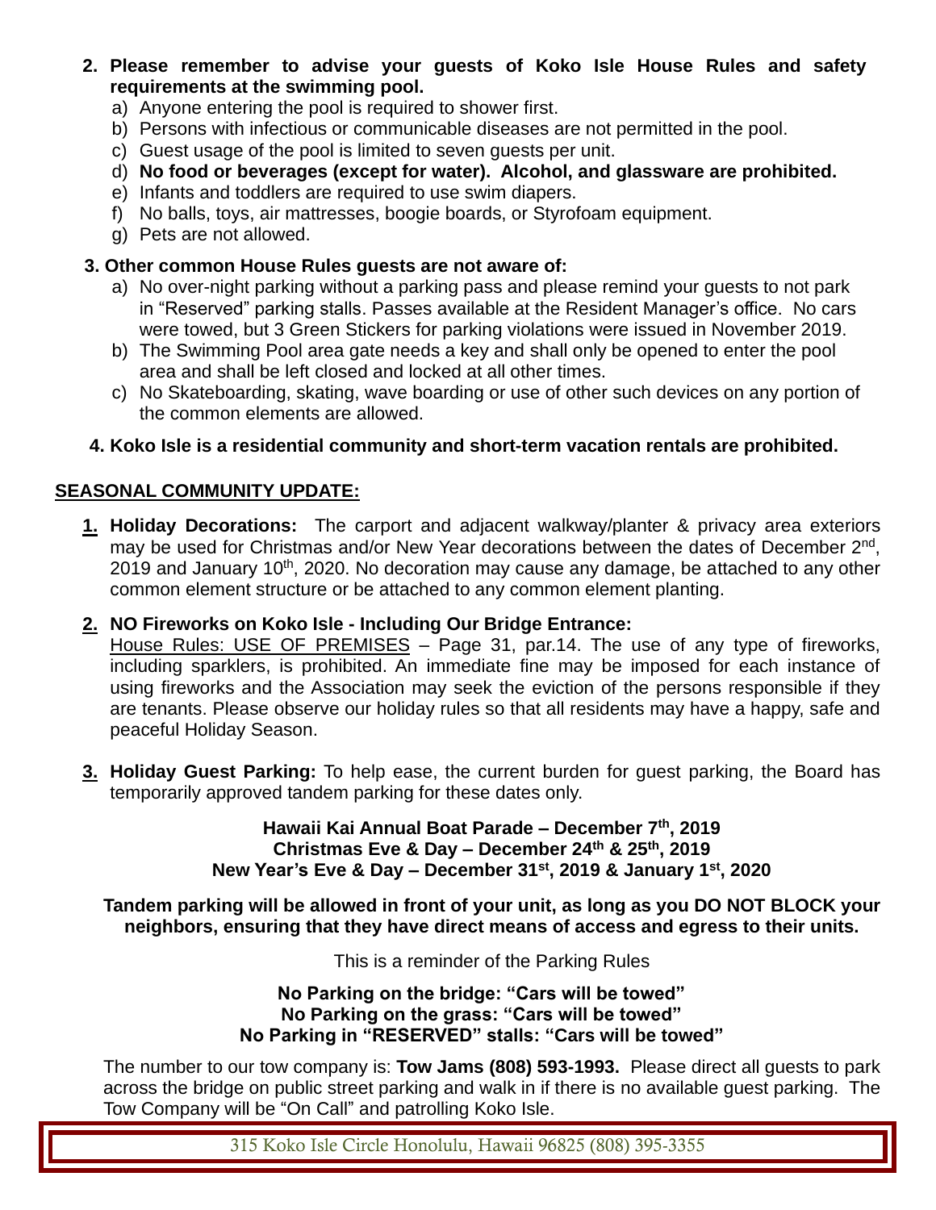2. **Please remember to advise your guests of Koko Isle House Rules and safety requirements at the swimming pool.**
   a) Anyone entering the pool is required to shower first.
   b) Persons with infectious or communicable diseases are not permitted in the pool.
   c) Guest usage of the pool is limited to seven guests per unit.
   d) **No food or beverages (except for water). Alcohol, and glassware are prohibited.**
   e) Infants and toddlers are required to use swim diapers.
   f) No balls, toys, air mattresses, boogie boards, or Styrofoam equipment.
   g) Pets are not allowed.

3. **Other common House Rules guests are not aware of:**
   a) No over-night parking without a parking pass and please remind your guests to not park in "Reserved" parking stalls. Passes available at the Resident Manager's office. No cars were towed, but 3 Green Stickers for parking violations were issued in November 2019.
   b) The Swimming Pool area gate needs a key and shall only be opened to enter the pool area and shall be left closed and locked at all other times.
   c) No Skateboarding, skating, wave boarding or use of other such devices on any portion of the common elements are allowed.

4. **Koko Isle is a residential community and short-term vacation rentals are prohibited.**

## SEASONAL COMMUNITY UPDATE:

1. **Holiday Decorations:** The carport and adjacent walkway/planter & privacy area exteriors may be used for Christmas and/or New Year decorations between the dates of December 2nd, 2019 and January 10th, 2020. No decoration may cause any damage, be attached to any other common element structure or be attached to any common element planting.

2. **NO Fireworks on Koko Isle - Including Our Bridge Entrance:**
   House Rules: USE OF PREMISES – Page 31, par.14. The use of any type of fireworks, including sparklers, is prohibited. An immediate fine may be imposed for each instance of using fireworks and the Association may seek the eviction of the persons responsible if they are tenants. Please observe our holiday rules so that all residents may have a happy, safe and peaceful Holiday Season.

3. **Holiday Guest Parking:** To help ease, the current burden for guest parking, the Board has temporarily approved tandem parking for these dates only.

**Hawaii Kai Annual Boat Parade – December 7th, 2019**
**Christmas Eve & Day – December 24th & 25th, 2019**
**New Year's Eve & Day – December 31st, 2019 & January 1st, 2020**

**Tandem parking will be allowed in front of your unit, as long as you DO NOT BLOCK your neighbors, ensuring that they have direct means of access and egress to their units.**

This is a reminder of the Parking Rules

**No Parking on the bridge: "Cars will be towed"**
**No Parking on the grass: "Cars will be towed"**
**No Parking in "RESERVED" stalls: "Cars will be towed"**

The number to our tow company is: **Tow Jams (808) 593-1993.** Please direct all guests to park across the bridge on public street parking and walk in if there is no available guest parking. The Tow Company will be "On Call" and patrolling Koko Isle.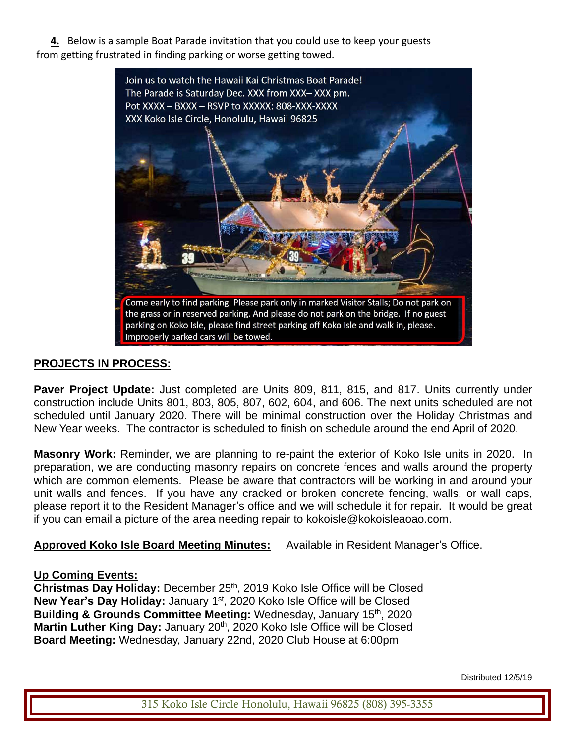**4.** Below is a sample Boat Parade invitation that you could use to keep your guests from getting frustrated in finding parking or worse getting towed.

Join us to watch the Hawaii Kai Christmas Boat Parade!
The Parade is Saturday Dec. XXX from XXX– XXX pm.
Pot XXXX – BXXX – RSVP to XXXXX: 808-XXX-XXXX
XXX Koko Isle Circle, Honolulu, Hawaii 96825

Come early to find parking. Please park only in marked Visitor Stalls; Do not park on the grass or in reserved parking. And please do not park on the bridge. If no guest parking on Koko Isle, please find street parking off Koko Isle and walk in, please. Improperly parked cars will be towed.

## PROJECTS IN PROCESS:

**Paver Project Update:** Just completed are Units 809, 811, 815, and 817. Units currently under construction include Units 801, 803, 805, 807, 602, 604, and 606. The next units scheduled are not scheduled until January 2020. There will be minimal construction over the Holiday Christmas and New Year weeks. The contractor is scheduled to finish on schedule around the end April of 2020.

**Masonry Work:** Reminder, we are planning to re-paint the exterior of Koko Isle units in 2020. In preparation, we are conducting masonry repairs on concrete fences and walls around the property which are common elements. Please be aware that contractors will be working in and around your unit walls and fences. If you have any cracked or broken concrete fencing, walls, or wall caps, please report it to the Resident Manager's office and we will schedule it for repair. It would be great if you can email a picture of the area needing repair to kokoisle@kokoisleaoao.com.

**Approved Koko Isle Board Meeting Minutes:** Available in Resident Manager's Office.

**Up Coming Events:**

**Christmas Day Holiday:** December 25th, 2019 Koko Isle Office will be Closed
**New Year's Day Holiday:** January 1st, 2020 Koko Isle Office will be Closed
**Building & Grounds Committee Meeting:** Wednesday, January 15th, 2020
**Martin Luther King Day:** January 20th, 2020 Koko Isle Office will be Closed
**Board Meeting:** Wednesday, January 22nd, 2020 Club House at 6:00pm

Distributed 12/5/19

315 Koko Isle Circle Honolulu, Hawaii 96825 (808) 395-3355